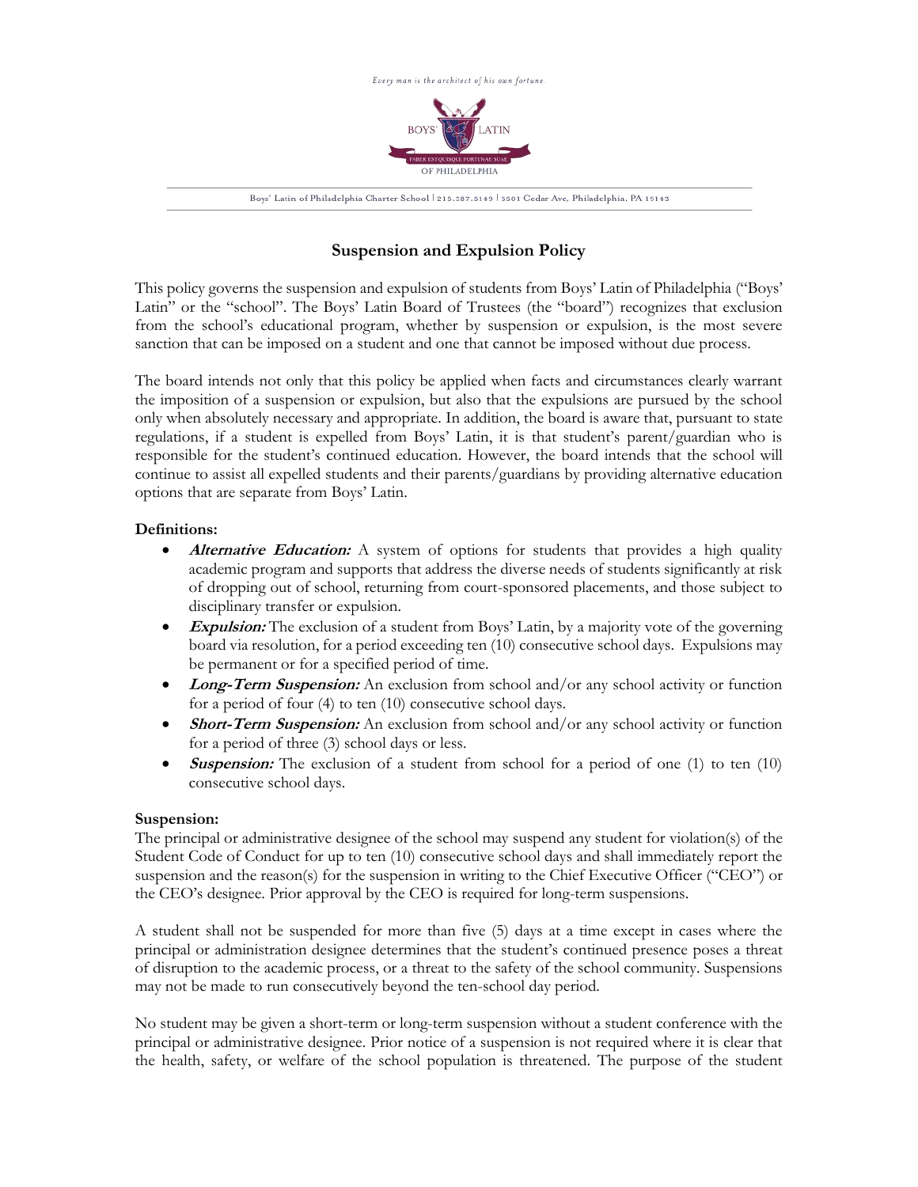# Suspension and Expulsion Policy

This policy governs the suspension and expulsion of students from Boys' Latin of Philadelphia ("Boys' Latin" or the "school". The Boys' Latin Board of Trustees (the "board") recognizes that exclusion from the school's educational program, whether by suspension or expulsion, is the most severe sanction that can be imposed on a student and one that cannot be imposed without due process.

The board intends not only that this policy be applied when facts and circumstances clearly warrant the imposition of a suspension or expulsion, but also that the expulsions are pursued by the school only when absolutely necessary and appropriate. In addition, the board is aware that, pursuant to state regulations, if a student is expelled from Boys' Latin, it is that student's parent/guardian who is responsible for the student's continued education. However, the board intends that the school will continue to assist all expelled students and their parents/guardians by providing alternative education options that are separate from Boys' Latin.

**Definitions:**

- ***Alternative Education:*** A system of options for students that provides a high quality academic program and supports that address the diverse needs of students significantly at risk of dropping out of school, returning from court-sponsored placements, and those subject to disciplinary transfer or expulsion.
- ***Expulsion:*** The exclusion of a student from Boys' Latin, by a majority vote of the governing board via resolution, for a period exceeding ten (10) consecutive school days. Expulsions may be permanent or for a specified period of time.
- ***Long-Term Suspension:*** An exclusion from school and/or any school activity or function for a period of four (4) to ten (10) consecutive school days.
- ***Short-Term Suspension:*** An exclusion from school and/or any school activity or function for a period of three (3) school days or less.
- ***Suspension:*** The exclusion of a student from school for a period of one (1) to ten (10) consecutive school days.

**Suspension:**

The principal or administrative designee of the school may suspend any student for violation(s) of the Student Code of Conduct for up to ten (10) consecutive school days and shall immediately report the suspension and the reason(s) for the suspension in writing to the Chief Executive Officer ("CEO") or the CEO's designee. Prior approval by the CEO is required for long-term suspensions.

A student shall not be suspended for more than five (5) days at a time except in cases where the principal or administration designee determines that the student's continued presence poses a threat of disruption to the academic process, or a threat to the safety of the school community. Suspensions may not be made to run consecutively beyond the ten-school day period.

No student may be given a short-term or long-term suspension without a student conference with the principal or administrative designee. Prior notice of a suspension is not required where it is clear that the health, safety, or welfare of the school population is threatened. The purpose of the student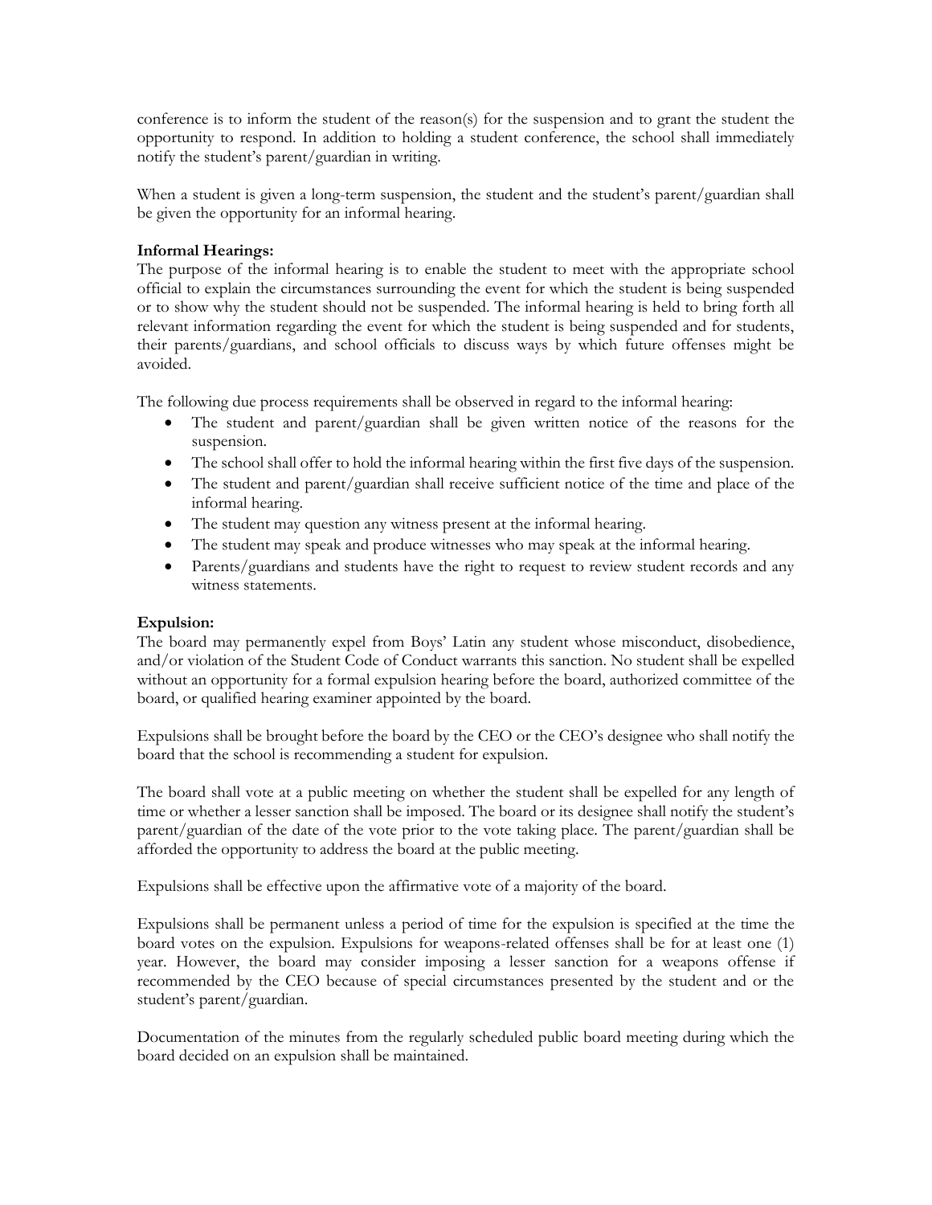conference is to inform the student of the reason(s) for the suspension and to grant the student the opportunity to respond. In addition to holding a student conference, the school shall immediately notify the student's parent/guardian in writing.

When a student is given a long-term suspension, the student and the student's parent/guardian shall be given the opportunity for an informal hearing.

**Informal Hearings:**
The purpose of the informal hearing is to enable the student to meet with the appropriate school official to explain the circumstances surrounding the event for which the student is being suspended or to show why the student should not be suspended. The informal hearing is held to bring forth all relevant information regarding the event for which the student is being suspended and for students, their parents/guardians, and school officials to discuss ways by which future offenses might be avoided.

The following due process requirements shall be observed in regard to the informal hearing:

- The student and parent/guardian shall be given written notice of the reasons for the suspension.
- The school shall offer to hold the informal hearing within the first five days of the suspension.
- The student and parent/guardian shall receive sufficient notice of the time and place of the informal hearing.
- The student may question any witness present at the informal hearing.
- The student may speak and produce witnesses who may speak at the informal hearing.
- Parents/guardians and students have the right to request to review student records and any witness statements.

**Expulsion:**
The board may permanently expel from Boys' Latin any student whose misconduct, disobedience, and/or violation of the Student Code of Conduct warrants this sanction. No student shall be expelled without an opportunity for a formal expulsion hearing before the board, authorized committee of the board, or qualified hearing examiner appointed by the board.

Expulsions shall be brought before the board by the CEO or the CEO's designee who shall notify the board that the school is recommending a student for expulsion.

The board shall vote at a public meeting on whether the student shall be expelled for any length of time or whether a lesser sanction shall be imposed. The board or its designee shall notify the student's parent/guardian of the date of the vote prior to the vote taking place. The parent/guardian shall be afforded the opportunity to address the board at the public meeting.

Expulsions shall be effective upon the affirmative vote of a majority of the board.

Expulsions shall be permanent unless a period of time for the expulsion is specified at the time the board votes on the expulsion. Expulsions for weapons-related offenses shall be for at least one (1) year. However, the board may consider imposing a lesser sanction for a weapons offense if recommended by the CEO because of special circumstances presented by the student and or the student's parent/guardian.

Documentation of the minutes from the regularly scheduled public board meeting during which the board decided on an expulsion shall be maintained.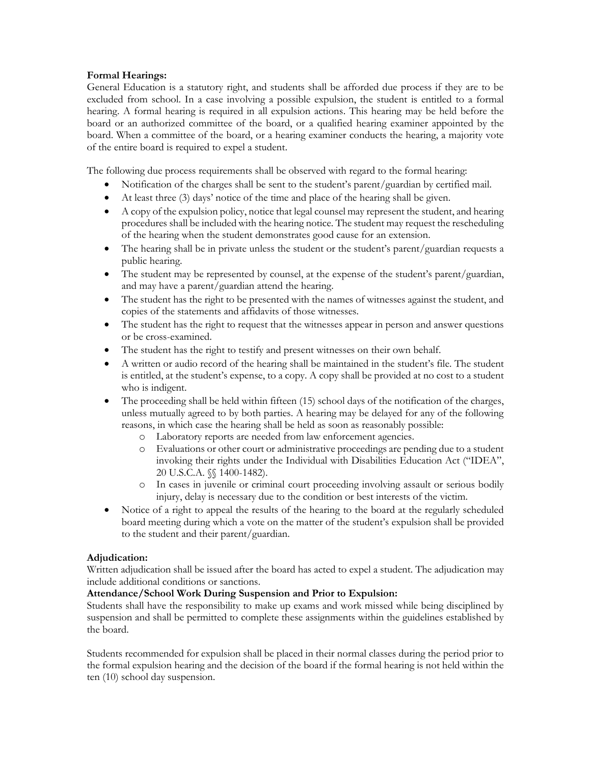**Formal Hearings:**
General Education is a statutory right, and students shall be afforded due process if they are to be excluded from school. In a case involving a possible expulsion, the student is entitled to a formal hearing. A formal hearing is required in all expulsion actions. This hearing may be held before the board or an authorized committee of the board, or a qualified hearing examiner appointed by the board. When a committee of the board, or a hearing examiner conducts the hearing, a majority vote of the entire board is required to expel a student.

The following due process requirements shall be observed with regard to the formal hearing:

- Notification of the charges shall be sent to the student's parent/guardian by certified mail.
- At least three (3) days' notice of the time and place of the hearing shall be given.
- A copy of the expulsion policy, notice that legal counsel may represent the student, and hearing procedures shall be included with the hearing notice. The student may request the rescheduling of the hearing when the student demonstrates good cause for an extension.
- The hearing shall be in private unless the student or the student's parent/guardian requests a public hearing.
- The student may be represented by counsel, at the expense of the student's parent/guardian, and may have a parent/guardian attend the hearing.
- The student has the right to be presented with the names of witnesses against the student, and copies of the statements and affidavits of those witnesses.
- The student has the right to request that the witnesses appear in person and answer questions or be cross-examined.
- The student has the right to testify and present witnesses on their own behalf.
- A written or audio record of the hearing shall be maintained in the student's file. The student is entitled, at the student's expense, to a copy. A copy shall be provided at no cost to a student who is indigent.
- The proceeding shall be held within fifteen (15) school days of the notification of the charges, unless mutually agreed to by both parties. A hearing may be delayed for any of the following reasons, in which case the hearing shall be held as soon as reasonably possible:
  - Laboratory reports are needed from law enforcement agencies.
  - Evaluations or other court or administrative proceedings are pending due to a student invoking their rights under the Individual with Disabilities Education Act ("IDEA", 20 U.S.C.A. §§ 1400-1482).
  - In cases in juvenile or criminal court proceeding involving assault or serious bodily injury, delay is necessary due to the condition or best interests of the victim.
- Notice of a right to appeal the results of the hearing to the board at the regularly scheduled board meeting during which a vote on the matter of the student's expulsion shall be provided to the student and their parent/guardian.

**Adjudication:**
Written adjudication shall be issued after the board has acted to expel a student. The adjudication may include additional conditions or sanctions.

**Attendance/School Work During Suspension and Prior to Expulsion:**
Students shall have the responsibility to make up exams and work missed while being disciplined by suspension and shall be permitted to complete these assignments within the guidelines established by the board.

Students recommended for expulsion shall be placed in their normal classes during the period prior to the formal expulsion hearing and the decision of the board if the formal hearing is not held within the ten (10) school day suspension.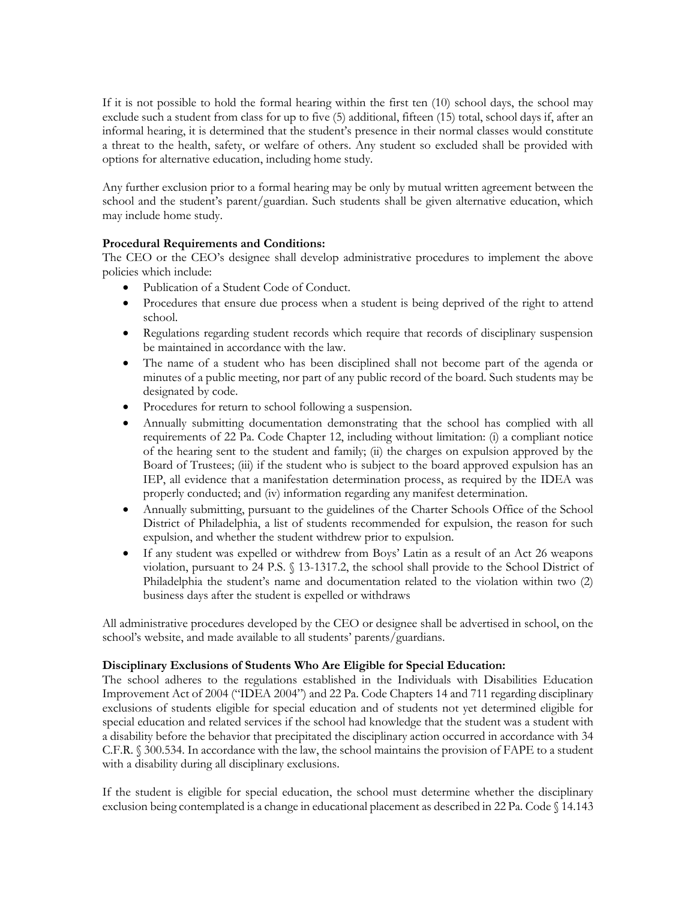If it is not possible to hold the formal hearing within the first ten (10) school days, the school may exclude such a student from class for up to five (5) additional, fifteen (15) total, school days if, after an informal hearing, it is determined that the student's presence in their normal classes would constitute a threat to the health, safety, or welfare of others. Any student so excluded shall be provided with options for alternative education, including home study.

Any further exclusion prior to a formal hearing may be only by mutual written agreement between the school and the student's parent/guardian. Such students shall be given alternative education, which may include home study.

**Procedural Requirements and Conditions:**
The CEO or the CEO's designee shall develop administrative procedures to implement the above policies which include:

- Publication of a Student Code of Conduct.
- Procedures that ensure due process when a student is being deprived of the right to attend school.
- Regulations regarding student records which require that records of disciplinary suspension be maintained in accordance with the law.
- The name of a student who has been disciplined shall not become part of the agenda or minutes of a public meeting, nor part of any public record of the board. Such students may be designated by code.
- Procedures for return to school following a suspension.
- Annually submitting documentation demonstrating that the school has complied with all requirements of 22 Pa. Code Chapter 12, including without limitation: (i) a compliant notice of the hearing sent to the student and family; (ii) the charges on expulsion approved by the Board of Trustees; (iii) if the student who is subject to the board approved expulsion has an IEP, all evidence that a manifestation determination process, as required by the IDEA was properly conducted; and (iv) information regarding any manifest determination.
- Annually submitting, pursuant to the guidelines of the Charter Schools Office of the School District of Philadelphia, a list of students recommended for expulsion, the reason for such expulsion, and whether the student withdrew prior to expulsion.
- If any student was expelled or withdrew from Boys' Latin as a result of an Act 26 weapons violation, pursuant to 24 P.S. § 13-1317.2, the school shall provide to the School District of Philadelphia the student's name and documentation related to the violation within two (2) business days after the student is expelled or withdraws

All administrative procedures developed by the CEO or designee shall be advertised in school, on the school's website, and made available to all students' parents/guardians.

**Disciplinary Exclusions of Students Who Are Eligible for Special Education:**
The school adheres to the regulations established in the Individuals with Disabilities Education Improvement Act of 2004 ("IDEA 2004") and 22 Pa. Code Chapters 14 and 711 regarding disciplinary exclusions of students eligible for special education and of students not yet determined eligible for special education and related services if the school had knowledge that the student was a student with a disability before the behavior that precipitated the disciplinary action occurred in accordance with 34 C.F.R. § 300.534. In accordance with the law, the school maintains the provision of FAPE to a student with a disability during all disciplinary exclusions.

If the student is eligible for special education, the school must determine whether the disciplinary exclusion being contemplated is a change in educational placement as described in 22 Pa. Code § 14.143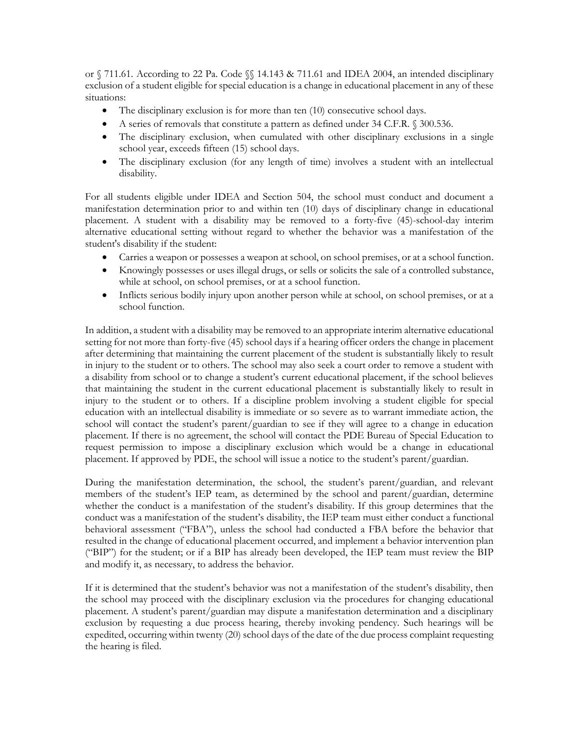or § 711.61. According to 22 Pa. Code §§ 14.143 & 711.61 and IDEA 2004, an intended disciplinary exclusion of a student eligible for special education is a change in educational placement in any of these situations:

- The disciplinary exclusion is for more than ten (10) consecutive school days.
- A series of removals that constitute a pattern as defined under 34 C.F.R. § 300.536.
- The disciplinary exclusion, when cumulated with other disciplinary exclusions in a single school year, exceeds fifteen (15) school days.
- The disciplinary exclusion (for any length of time) involves a student with an intellectual disability.

For all students eligible under IDEA and Section 504, the school must conduct and document a manifestation determination prior to and within ten (10) days of disciplinary change in educational placement. A student with a disability may be removed to a forty-five (45)-school-day interim alternative educational setting without regard to whether the behavior was a manifestation of the student's disability if the student:

- Carries a weapon or possesses a weapon at school, on school premises, or at a school function.
- Knowingly possesses or uses illegal drugs, or sells or solicits the sale of a controlled substance, while at school, on school premises, or at a school function.
- Inflicts serious bodily injury upon another person while at school, on school premises, or at a school function.

In addition, a student with a disability may be removed to an appropriate interim alternative educational setting for not more than forty-five (45) school days if a hearing officer orders the change in placement after determining that maintaining the current placement of the student is substantially likely to result in injury to the student or to others. The school may also seek a court order to remove a student with a disability from school or to change a student's current educational placement, if the school believes that maintaining the student in the current educational placement is substantially likely to result in injury to the student or to others. If a discipline problem involving a student eligible for special education with an intellectual disability is immediate or so severe as to warrant immediate action, the school will contact the student's parent/guardian to see if they will agree to a change in education placement. If there is no agreement, the school will contact the PDE Bureau of Special Education to request permission to impose a disciplinary exclusion which would be a change in educational placement. If approved by PDE, the school will issue a notice to the student's parent/guardian.

During the manifestation determination, the school, the student's parent/guardian, and relevant members of the student's IEP team, as determined by the school and parent/guardian, determine whether the conduct is a manifestation of the student's disability. If this group determines that the conduct was a manifestation of the student's disability, the IEP team must either conduct a functional behavioral assessment ("FBA"), unless the school had conducted a FBA before the behavior that resulted in the change of educational placement occurred, and implement a behavior intervention plan ("BIP") for the student; or if a BIP has already been developed, the IEP team must review the BIP and modify it, as necessary, to address the behavior.

If it is determined that the student's behavior was not a manifestation of the student's disability, then the school may proceed with the disciplinary exclusion via the procedures for changing educational placement. A student's parent/guardian may dispute a manifestation determination and a disciplinary exclusion by requesting a due process hearing, thereby invoking pendency. Such hearings will be expedited, occurring within twenty (20) school days of the date of the due process complaint requesting the hearing is filed.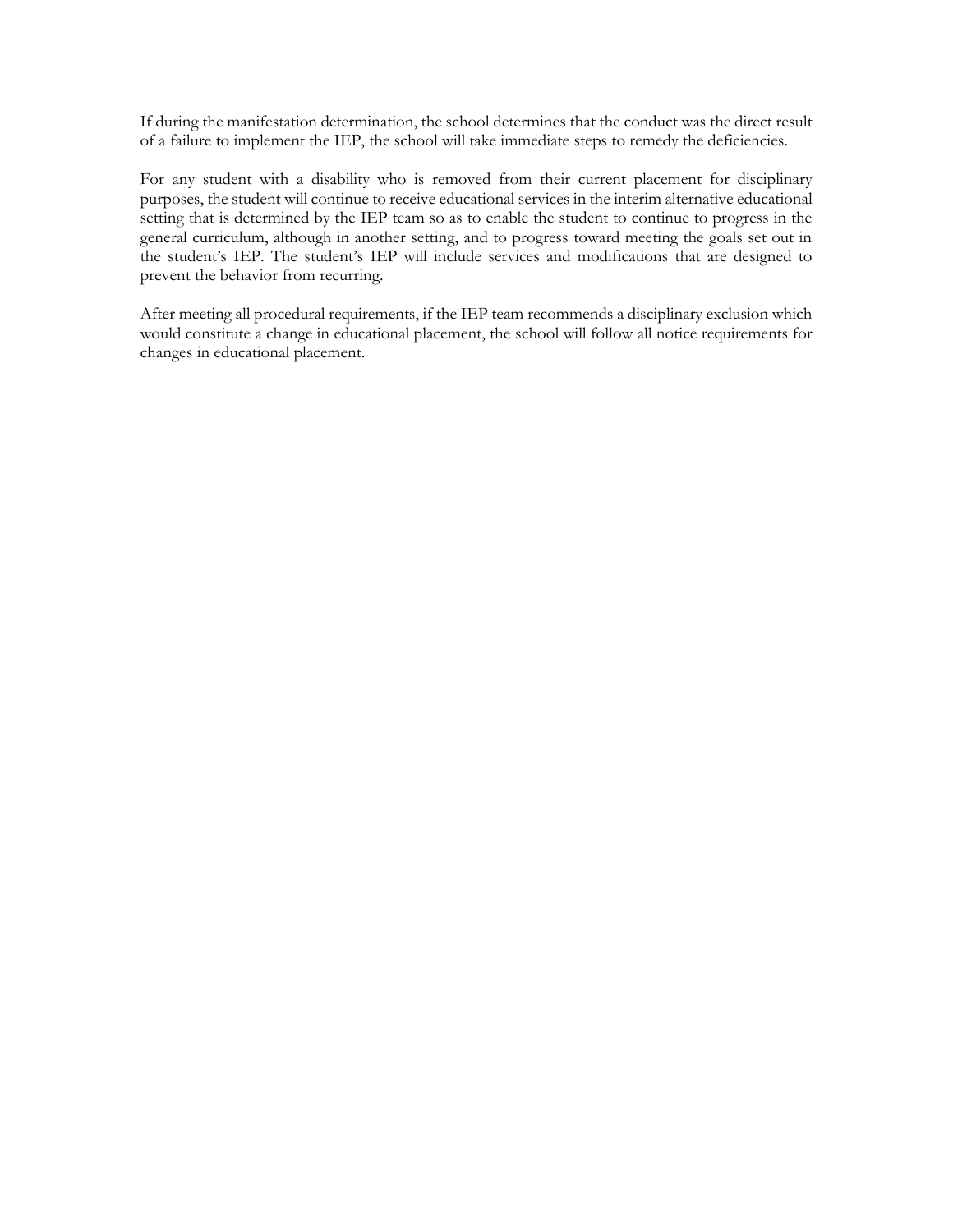If during the manifestation determination, the school determines that the conduct was the direct result of a failure to implement the IEP, the school will take immediate steps to remedy the deficiencies.

For any student with a disability who is removed from their current placement for disciplinary purposes, the student will continue to receive educational services in the interim alternative educational setting that is determined by the IEP team so as to enable the student to continue to progress in the general curriculum, although in another setting, and to progress toward meeting the goals set out in the student's IEP. The student's IEP will include services and modifications that are designed to prevent the behavior from recurring.

After meeting all procedural requirements, if the IEP team recommends a disciplinary exclusion which would constitute a change in educational placement, the school will follow all notice requirements for changes in educational placement.